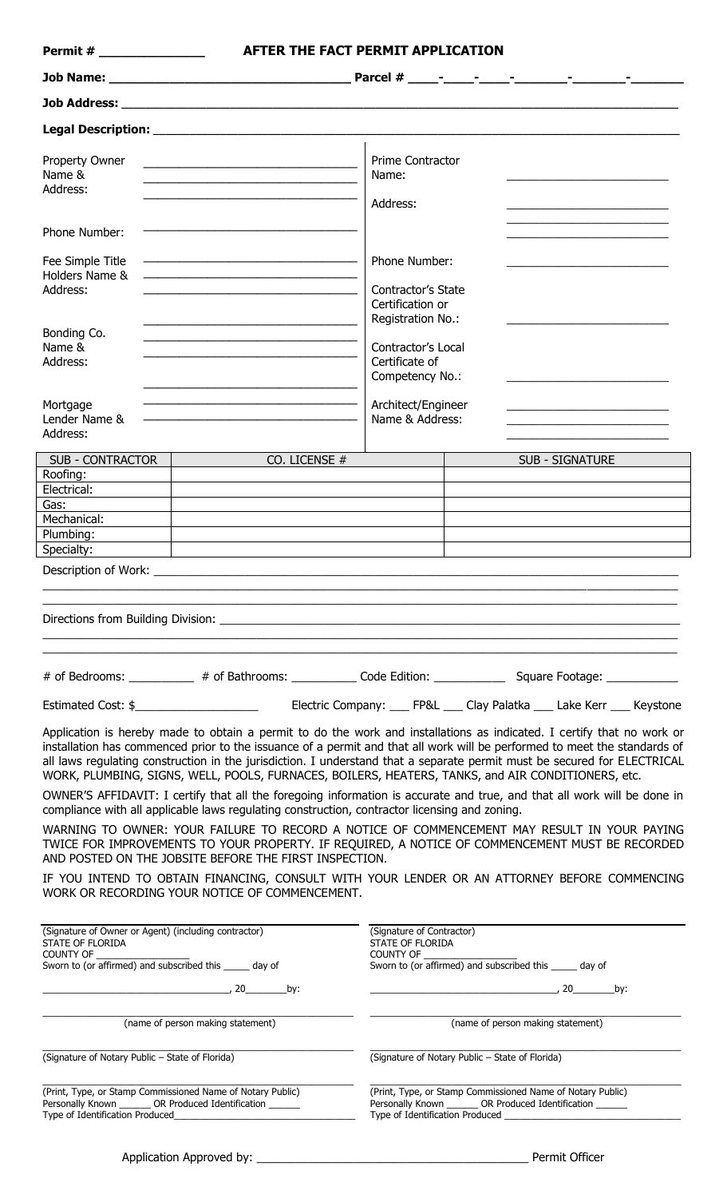**Permit # _______________** **AFTER THE FACT PERMIT APPLICATION**

**Job Name:** ___________________________________ **Parcel #** ____-____-____-____-_______-_______-_______

**Job Address:** ______________________________________________________________________________

**Legal Description:** __________________________________________________________________________

| | | | |
|---|---|---|---|
| Property Owner Name & Address: | ________________________________ ________________________________ ________________________________ | Prime Contractor Name: | ________________________ |
| | | Address: | ________________________ ________________________ ________________________ |
| Phone Number: | ________________________________ | | |
| Fee Simple Title Holders Name & Address: | ________________________________ ________________________________ ________________________________ | Phone Number: | ________________________ |
| | | Contractor's State Certification or Registration No.: | ________________________ |
| Bonding Co. Name & Address: | ________________________________ ________________________________ ________________________________ | Contractor's Local Certificate of Competency No.: | ________________________ |
| Mortgage Lender Name & Address: | ________________________________ ________________________________ | Architect/Engineer Name & Address: | ________________________ ________________________ ________________________ |

| SUB - CONTRACTOR | CO. LICENSE # | SUB - SIGNATURE |
|---|---|---|
| Roofing: | | |
| Electrical: | | |
| Gas: | | |
| Mechanical: | | |
| Plumbing: | | |
| Specialty: | | |

Description of Work: ___________________________________________________________________________

_________________________________________________________________________________________

Directions from Building Division: _____________________________________________________________

_________________________________________________________________________________________

_________________________________________________________________________________________

# of Bedrooms: __________ # of Bathrooms: __________ Code Edition: ___________ Square Footage: ___________

Estimated Cost: $___________________ Electric Company: ___ FP&L ___ Clay Palatka ___ Lake Kerr ___ Keystone

Application is hereby made to obtain a permit to do the work and installations as indicated. I certify that no work or installation has commenced prior to the issuance of a permit and that all work will be performed to meet the standards of all laws regulating construction in the jurisdiction. I understand that a separate permit must be secured for ELECTRICAL WORK, PLUMBING, SIGNS, WELL, POOLS, FURNACES, BOILERS, HEATERS, TANKS, and AIR CONDITIONERS, etc.

OWNER'S AFFIDAVIT: I certify that all the foregoing information is accurate and true, and that all work will be done in compliance with all applicable laws regulating construction, contractor licensing and zoning.

WARNING TO OWNER: YOUR FAILURE TO RECORD A NOTICE OF COMMENCEMENT MAY RESULT IN YOUR PAYING TWICE FOR IMPROVEMENTS TO YOUR PROPERTY. IF REQUIRED, A NOTICE OF COMMENCEMENT MUST BE RECORDED AND POSTED ON THE JOBSITE BEFORE THE FIRST INSPECTION.

IF YOU INTEND TO OBTAIN FINANCING, CONSULT WITH YOUR LENDER OR AN ATTORNEY BEFORE COMMENCING WORK OR RECORDING YOUR NOTICE OF COMMENCEMENT.

| | |
|---|---|
| (Signature of Owner or Agent) (including contractor) | (Signature of Contractor) |
| STATE OF FLORIDA | STATE OF FLORIDA |
| COUNTY OF __________________ | COUNTY OF __________________ |
| Sworn to (or affirmed) and subscribed this _____ day of | Sworn to (or affirmed) and subscribed this _____ day of |
| ________________________________, 20________by: | ________________________________, 20________by: |
| (name of person making statement) | (name of person making statement) |
| (Signature of Notary Public – State of Florida) | (Signature of Notary Public – State of Florida) |
| (Print, Type, or Stamp Commissioned Name of Notary Public) | (Print, Type, or Stamp Commissioned Name of Notary Public) |
| Personally Known ______ OR Produced Identification ______ | Personally Known ______ OR Produced Identification ______ |
| Type of Identification Produced________________________ | Type of Identification Produced ________________________ |

Application Approved by: ________________________________________ Permit Officer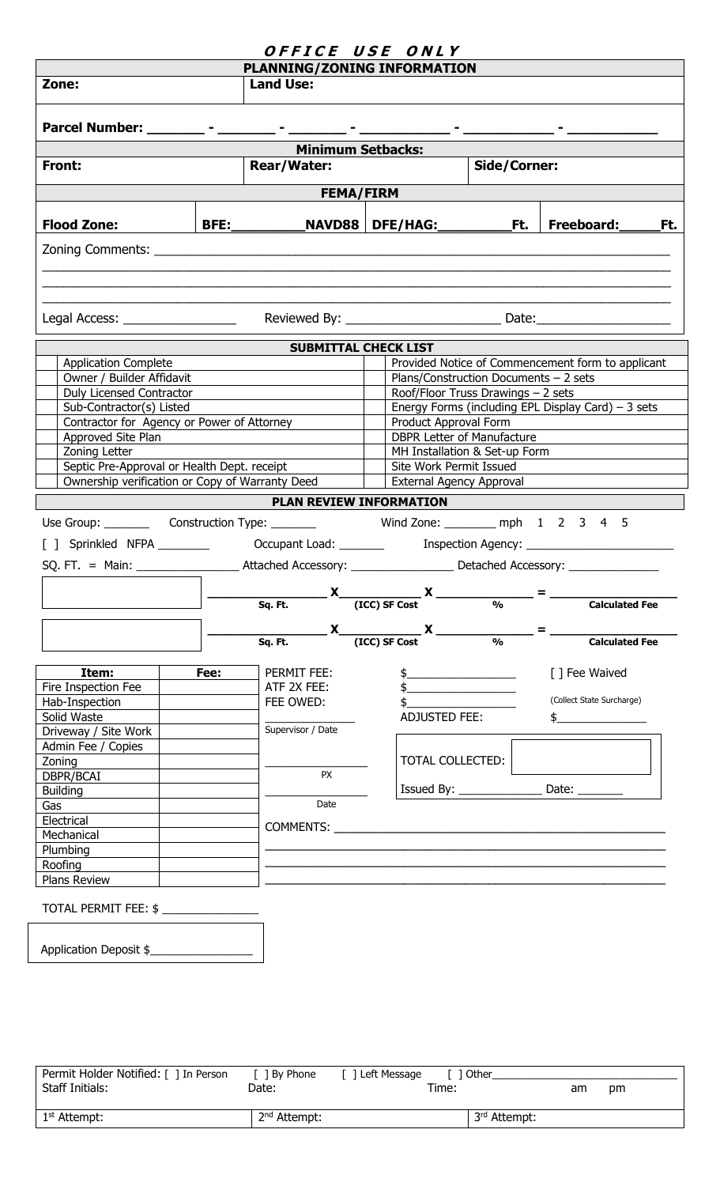# *OFFICE USE ONLY*

## PLANNING/ZONING INFORMATION

| | | |
|---|---|---|
| **Zone:** | **Land Use:** | |

**Parcel Number: _______ - _______ - _______ - ___________ - ___________ - ___________**

**Minimum Setbacks:**

| | | |
|---|---|---|
| **Front:** | **Rear/Water:** | **Side/Corner:** |

**FEMA/FIRM**

| | | | |
|---|---|---|---|
| **Flood Zone:** | **BFE:_________NAVD88** | **DFE/HAG:_________Ft.** | **Freeboard:_____Ft.** |

Zoning Comments: ___________________________________________________________________________

______________________________________________________________________________________

______________________________________________________________________________________

Legal Access: ________________ Reviewed By: ______________________ Date:___________________

## SUBMITTAL CHECK LIST

| | | | |
|---|---|---|---|
| | Application Complete | | Provided Notice of Commencement form to applicant |
| | Owner / Builder Affidavit | | Plans/Construction Documents – 2 sets |
| | Duly Licensed Contractor | | Roof/Floor Truss Drawings – 2 sets |
| | Sub-Contractor(s) Listed | | Energy Forms (including EPL Display Card) – 3 sets |
| | Contractor for Agency or Power of Attorney | | Product Approval Form |
| | Approved Site Plan | | DBPR Letter of Manufacture |
| | Zoning Letter | | MH Installation & Set-up Form |
| | Septic Pre-Approval or Health Dept. receipt | | Site Work Permit Issued |
| | Ownership verification or Copy of Warranty Deed | | External Agency Approval |

## PLAN REVIEW INFORMATION

Use Group: _______ Construction Type: _______ Wind Zone: ________ mph 1 2 3 4 5

[ ] Sprinkled NFPA ________ Occupant Load: _______ Inspection Agency: _______________________

SQ. FT. = Main: _______________ Attached Accessory: ________________ Detached Accessory: ______________

| | | | | |
|---|---|---|---|---|
| | _______ Sq. Ft. | X _______ (ICC) SF Cost | X _______ % | = _______ Calculated Fee |
| | _______ Sq. Ft. | X _______ (ICC) SF Cost | X _______ % | = _______ Calculated Fee |

| **Item:** | **Fee:** |
|---|---|
| Fire Inspection Fee | |
| Hab-Inspection | |
| Solid Waste | |
| Driveway / Site Work | |
| Admin Fee / Copies | |
| Zoning | |
| DBPR/BCAI | |
| Building | |
| Gas | |
| Electrical | |
| Mechanical | |
| Plumbing | |
| Roofing | |
| Plans Review | |

PERMIT FEE: $________________ [ ] Fee Waived

ATF 2X FEE: $________________

FEE OWED: $________________ (Collect State Surcharge)

________________ ADJUSTED FEE: $______________

Supervisor / Date

TOTAL COLLECTED: ________________

________________ PX

________________ Date

Issued By: _____________ Date: _______

COMMENTS: ______________________________________________________

______________________________________________________________

______________________________________________________________

______________________________________________________________

TOTAL PERMIT FEE: $ ______________

Application Deposit $________________

| | | | |
|---|---|---|---|
| Permit Holder Notified: [ ] In Person<br>Staff Initials: | [ ] By Phone<br>Date: | [ ] Left Message<br>Time: | [ ] Other________________<br>am pm |
| 1st Attempt: | 2nd Attempt: | 3rd Attempt: | |